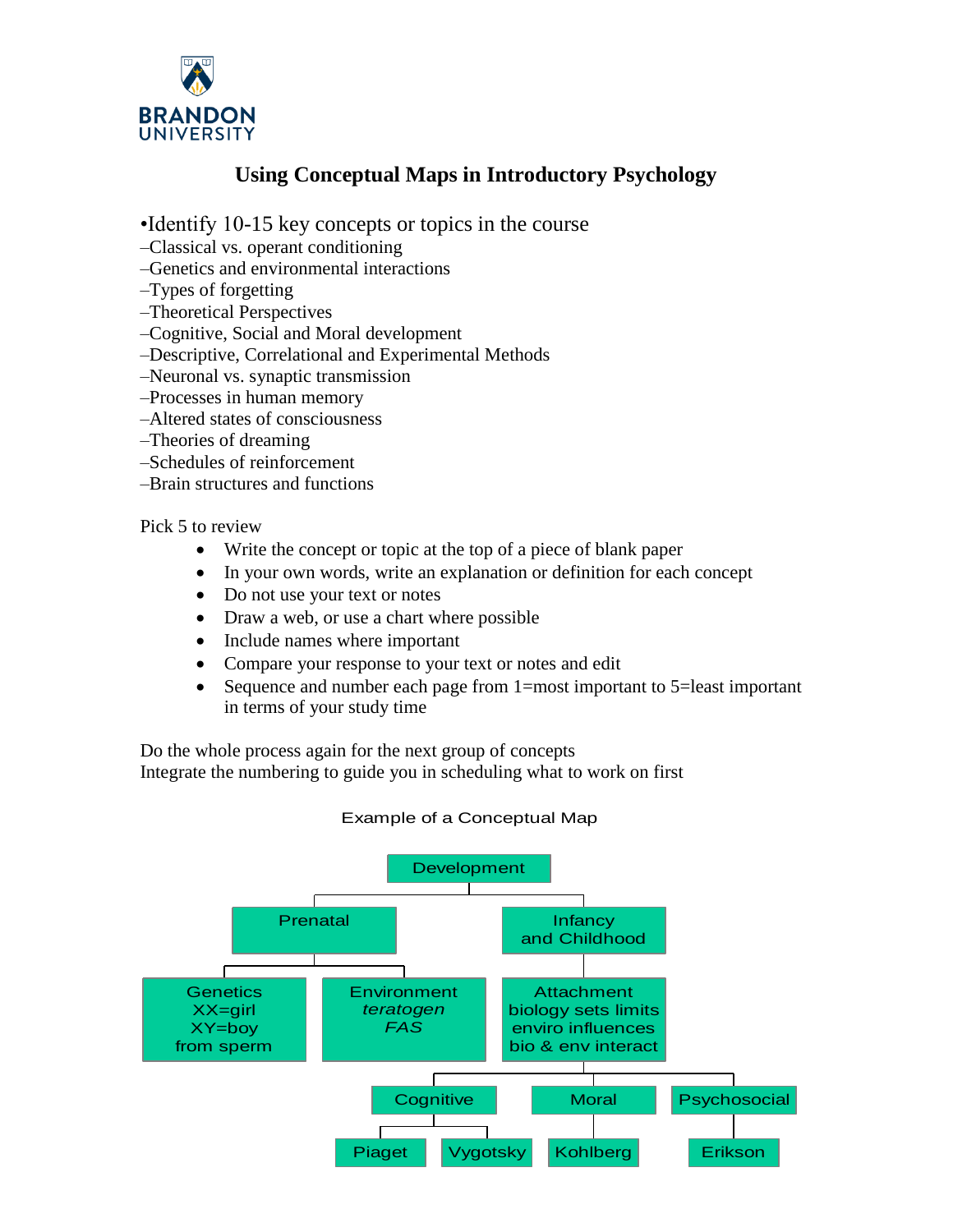BRANDON UNIVERSITY

# Using Conceptual Maps in Introductory Psychology

•Identify 10-15 key concepts or topics in the course

–Classical vs. operant conditioning
–Genetics and environmental interactions
–Types of forgetting
–Theoretical Perspectives
–Cognitive, Social and Moral development
–Descriptive, Correlational and Experimental Methods
–Neuronal vs. synaptic transmission
–Processes in human memory
–Altered states of consciousness
–Theories of dreaming
–Schedules of reinforcement
–Brain structures and functions

Pick 5 to review

- Write the concept or topic at the top of a piece of blank paper
- In your own words, write an explanation or definition for each concept
- Do not use your text or notes
- Draw a web, or use a chart where possible
- Include names where important
- Compare your response to your text or notes and edit
- Sequence and number each page from 1=most important to 5=least important in terms of your study time

Do the whole process again for the next group of concepts
Integrate the numbering to guide you in scheduling what to work on first

Example of a Conceptual Map

- Development
  - Prenatal
    - Genetics: XX=girl, XY=boy, from sperm
    - Environment: *teratogen*, *FAS*
  - Infancy and Childhood
    - Attachment: biology sets limits, enviro influences, bio & env interact
      - Cognitive
        - Piaget
        - Vygotsky
      - Moral
        - Kohlberg
      - Psychosocial
        - Erikson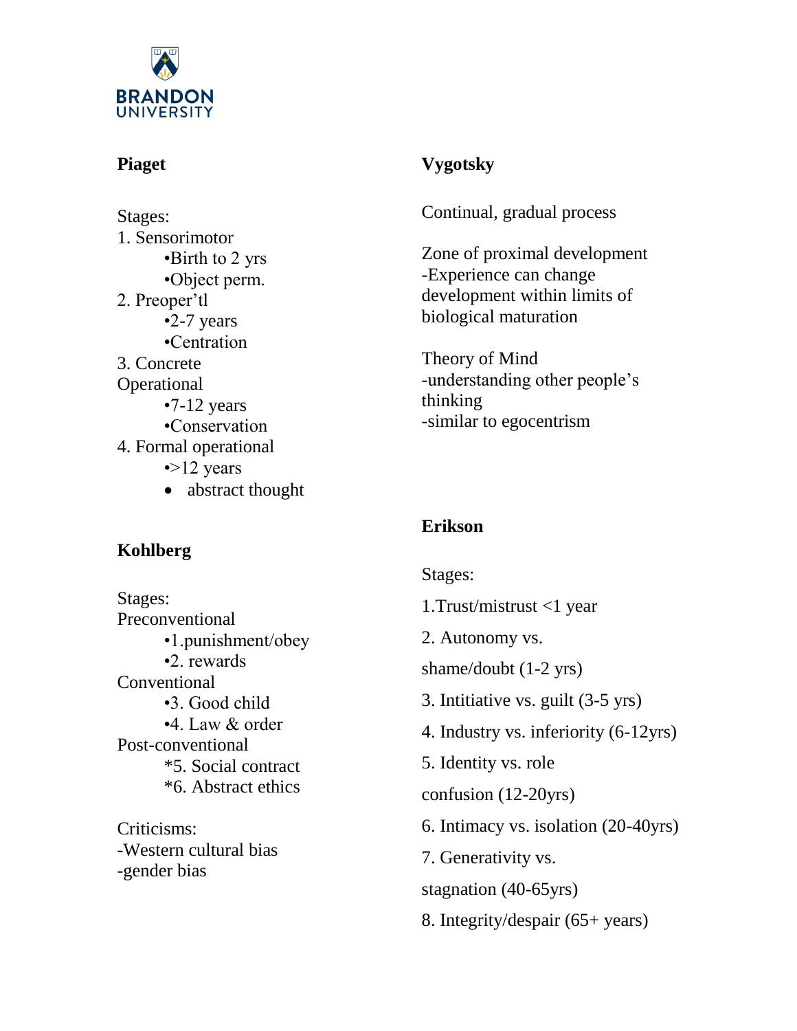**Piaget**

Stages:

1. Sensorimotor
   - Birth to 2 yrs
   - Object perm.
2. Preoper'tl
   - 2-7 years
   - Centration
3. Concrete Operational
   - 7-12 years
   - Conservation
4. Formal operational
   - >12 years
   - abstract thought

**Kohlberg**

Stages:

Preconventional
- 1.punishment/obey
- 2. rewards

Conventional
- 3. Good child
- 4. Law & order

Post-conventional
- *5. Social contract
- *6. Abstract ethics

Criticisms:
-Western cultural bias
-gender bias

**Vygotsky**

Continual, gradual process

Zone of proximal development
-Experience can change development within limits of biological maturation

Theory of Mind
-understanding other people's thinking
-similar to egocentrism

**Erikson**

Stages:

1.Trust/mistrust <1 year

2. Autonomy vs. shame/doubt (1-2 yrs)

3. Intitiative vs. guilt (3-5 yrs)

4. Industry vs. inferiority (6-12yrs)

5. Identity vs. role confusion (12-20yrs)

6. Intimacy vs. isolation (20-40yrs)

7. Generativity vs. stagnation (40-65yrs)

8. Integrity/despair (65+ years)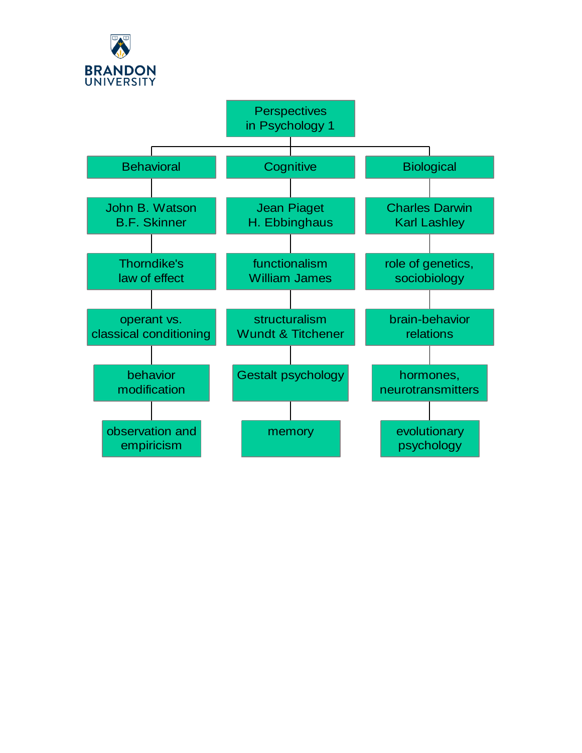# Perspectives in Psychology 1

## Behavioral

- John B. Watson, B.F. Skinner
- Thorndike's law of effect
- operant vs. classical conditioning
- behavior modification
- observation and empiricism

## Cognitive

- Jean Piaget, H. Ebbinghaus
- functionalism, William James
- structuralism, Wundt & Titchener
- Gestalt psychology
- memory

## Biological

- Charles Darwin, Karl Lashley
- role of genetics, sociobiology
- brain-behavior relations
- hormones, neurotransmitters
- evolutionary psychology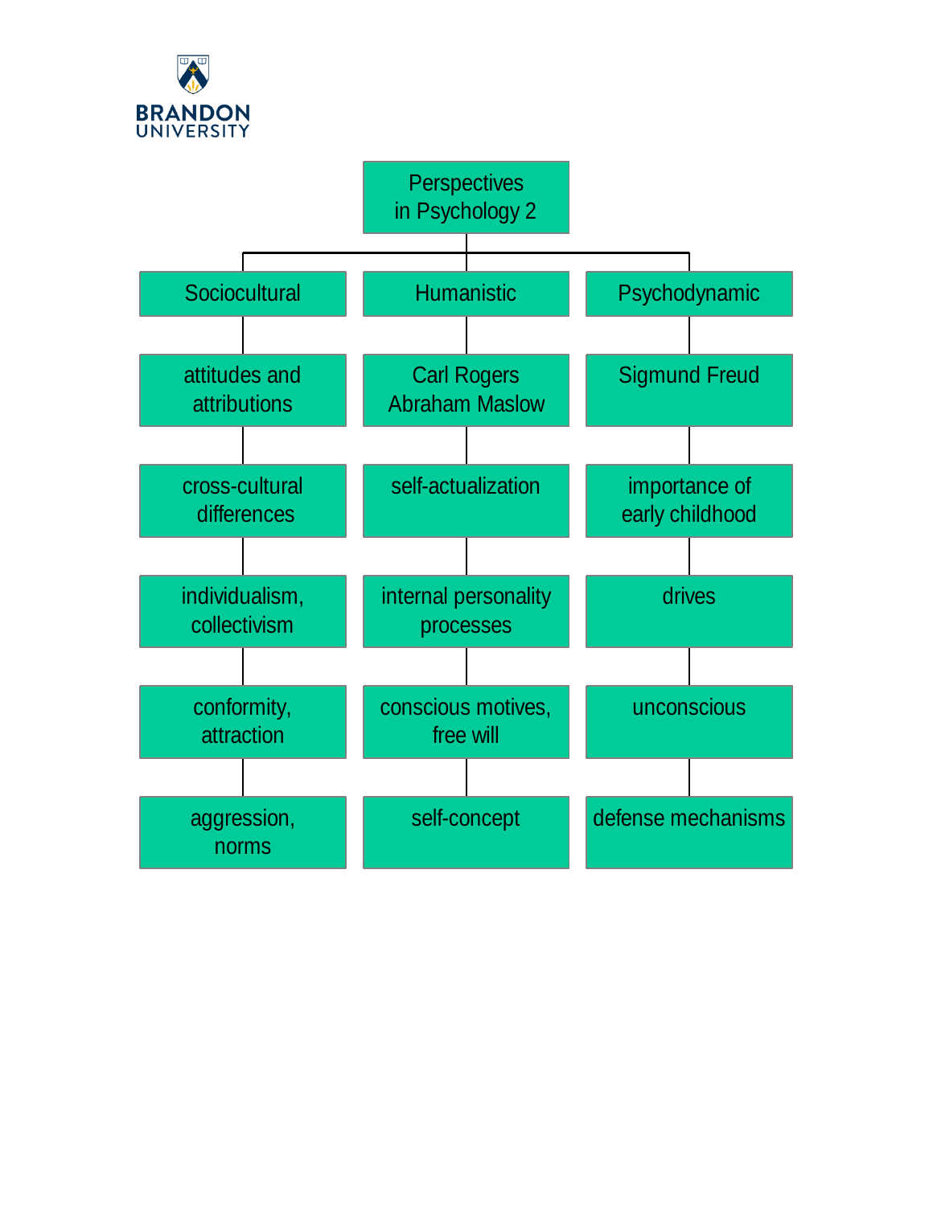BRANDON UNIVERSITY

# Perspectives in Psychology 2

## Sociocultural

- attitudes and attributions
- cross-cultural differences
- individualism, collectivism
- conformity, attraction
- aggression, norms

## Humanistic

- Carl Rogers
  Abraham Maslow
- self-actualization
- internal personality processes
- conscious motives, free will
- self-concept

## Psychodynamic

- Sigmund Freud
- importance of early childhood
- drives
- unconscious
- defense mechanisms